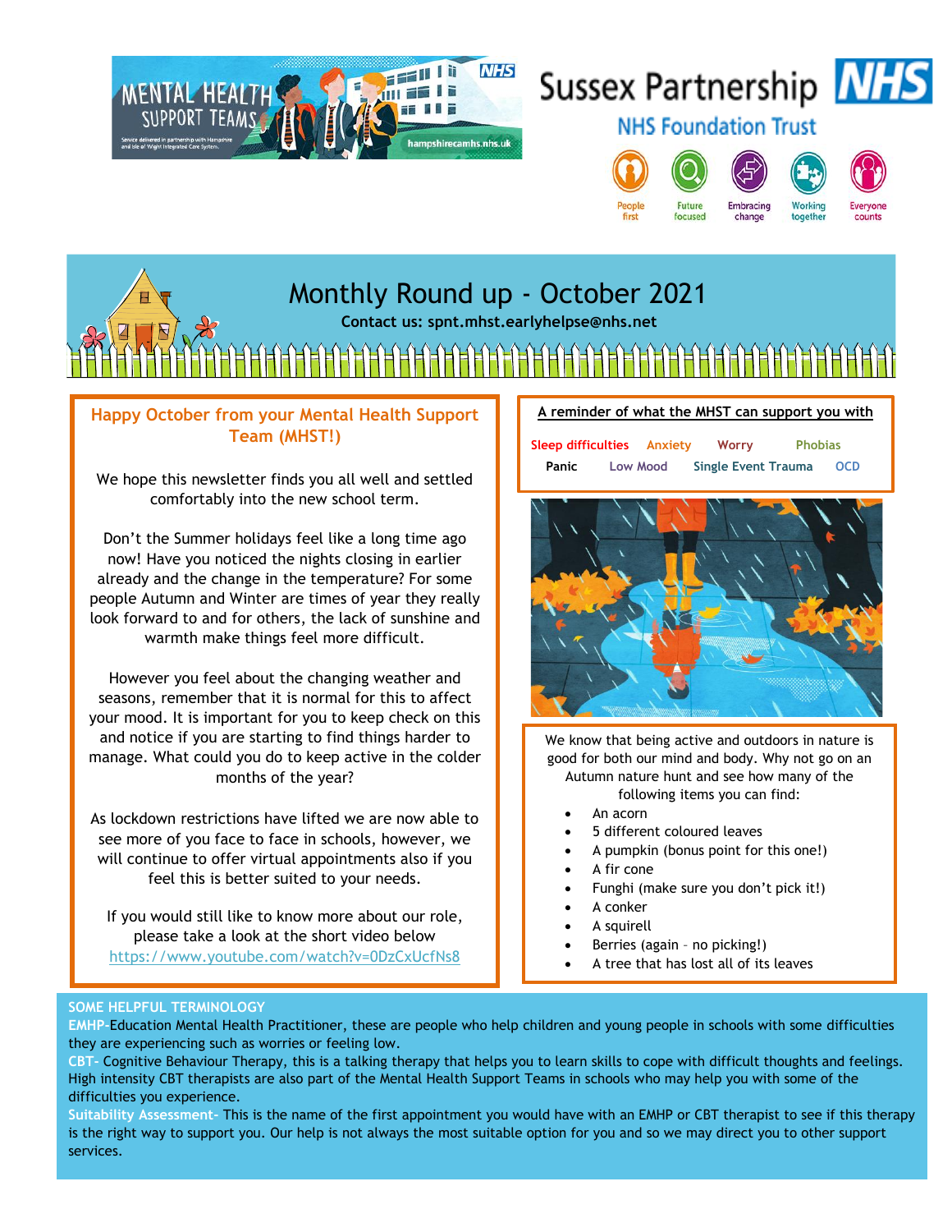MENTAL HEALTH SUPPORT TEAMS

Sussex Partnership NHS Foundation Trust

People first · Future focused · Embracing change · Working together · Everyone counts

# Monthly Round up - October 2021

**Contact us: spnt.mhst.earlyhelpse@nhs.net**

## Happy October from your Mental Health Support Team (MHST!)

We hope this newsletter finds you all well and settled comfortably into the new school term.

Don't the Summer holidays feel like a long time ago now! Have you noticed the nights closing in earlier already and the change in the temperature? For some people Autumn and Winter are times of year they really look forward to and for others, the lack of sunshine and warmth make things feel more difficult.

However you feel about the changing weather and seasons, remember that it is normal for this to affect your mood. It is important for you to keep check on this and notice if you are starting to find things harder to manage. What could you do to keep active in the colder months of the year?

As lockdown restrictions have lifted we are now able to see more of you face to face in schools, however, we will continue to offer virtual appointments also if you feel this is better suited to your needs.

If you would still like to know more about our role, please take a look at the short video below
https://www.youtube.com/watch?v=0DzCxUcfNs8

## A reminder of what the MHST can support you with

Sleep difficulties · Anxiety · Worry · Phobias · Panic · Low Mood · Single Event Trauma · OCD

We know that being active and outdoors in nature is good for both our mind and body. Why not go on an Autumn nature hunt and see how many of the following items you can find:

- An acorn
- 5 different coloured leaves
- A pumpkin (bonus point for this one!)
- A fir cone
- Funghi (make sure you don't pick it!)
- A conker
- A squirell
- Berries (again – no picking!)
- A tree that has lost all of its leaves

## SOME HELPFUL TERMINOLOGY

**EMHP**-Education Mental Health Practitioner, these are people who help children and young people in schools with some difficulties they are experiencing such as worries or feeling low.

**CBT-** Cognitive Behaviour Therapy, this is a talking therapy that helps you to learn skills to cope with difficult thoughts and feelings. High intensity CBT therapists are also part of the Mental Health Support Teams in schools who may help you with some of the difficulties you experience.

**Suitability Assessment-** This is the name of the first appointment you would have with an EMHP or CBT therapist to see if this therapy is the right way to support you. Our help is not always the most suitable option for you and so we may direct you to other support services.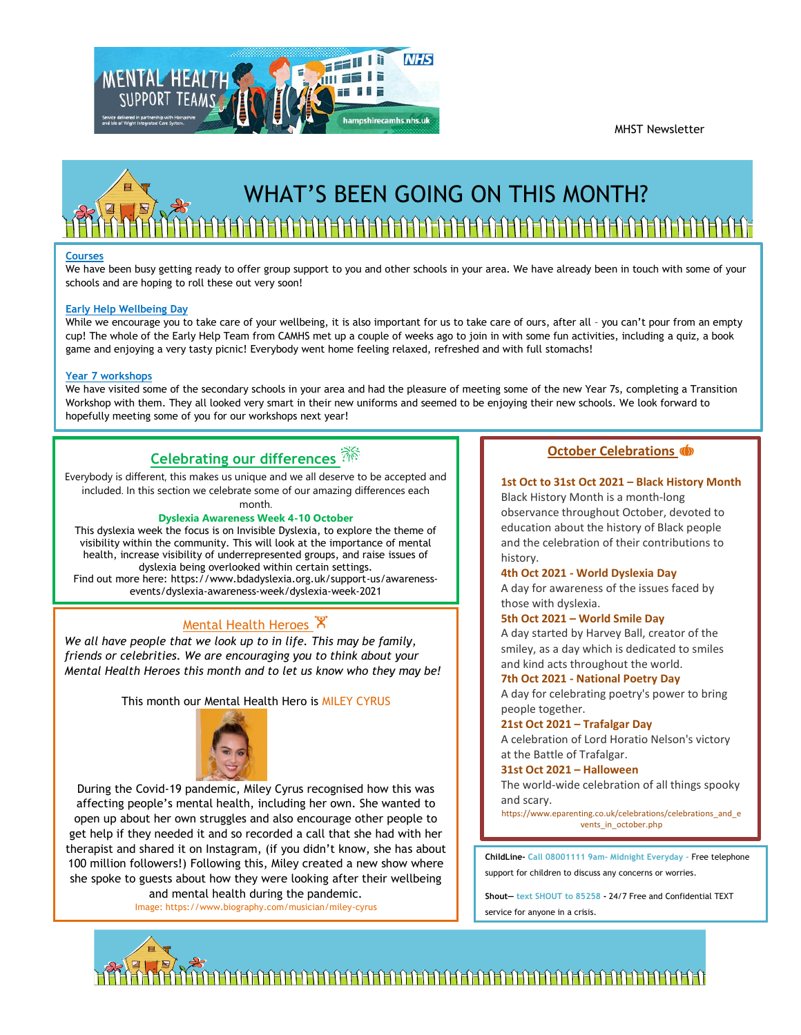MHST Newsletter

# WHAT'S BEEN GOING ON THIS MONTH?

**Courses**

We have been busy getting ready to offer group support to you and other schools in your area. We have already been in touch with some of your schools and are hoping to roll these out very soon!

**Early Help Wellbeing Day**

While we encourage you to take care of your wellbeing, it is also important for us to take care of ours, after all – you can't pour from an empty cup! The whole of the Early Help Team from CAMHS met up a couple of weeks ago to join in with some fun activities, including a quiz, a book game and enjoying a very tasty picnic! Everybody went home feeling relaxed, refreshed and with full stomachs!

**Year 7 workshops**

We have visited some of the secondary schools in your area and had the pleasure of meeting some of the new Year 7s, completing a Transition Workshop with them. They all looked very smart in their new uniforms and seemed to be enjoying their new schools. We look forward to hopefully meeting some of you for our workshops next year!

## Celebrating our differences

Everybody is different, this makes us unique and we all deserve to be accepted and included. In this section we celebrate some of our amazing differences each month.

**Dyslexia Awareness Week 4-10 October**

This dyslexia week the focus is on Invisible Dyslexia, to explore the theme of visibility within the community. This will look at the importance of mental health, increase visibility of underrepresented groups, and raise issues of dyslexia being overlooked within certain settings.

Find out more here: https://www.bdadyslexia.org.uk/support-us/awareness-events/dyslexia-awareness-week/dyslexia-week-2021

## Mental Health Heroes

*We all have people that we look up to in life. This may be family, friends or celebrities. We are encouraging you to think about your Mental Health Heroes this month and to let us know who they may be!*

This month our Mental Health Hero is MILEY CYRUS

During the Covid-19 pandemic, Miley Cyrus recognised how this was affecting people's mental health, including her own. She wanted to open up about her own struggles and also encourage other people to get help if they needed it and so recorded a call that she had with her therapist and shared it on Instagram, (if you didn't know, she has about 100 million followers!) Following this, Miley created a new show where she spoke to guests about how they were looking after their wellbeing and mental health during the pandemic.

Image: https://www.biography.com/musician/miley-cyrus

## October Celebrations

**1st Oct to 31st Oct 2021 – Black History Month**

Black History Month is a month-long observance throughout October, devoted to education about the history of Black people and the celebration of their contributions to history.

**4th Oct 2021 - World Dyslexia Day**

A day for awareness of the issues faced by those with dyslexia.

**5th Oct 2021 – World Smile Day**

A day started by Harvey Ball, creator of the smiley, as a day which is dedicated to smiles and kind acts throughout the world.

**7th Oct 2021 - National Poetry Day**

A day for celebrating poetry's power to bring people together.

**21st Oct 2021 – Trafalgar Day**

A celebration of Lord Horatio Nelson's victory at the Battle of Trafalgar.

**31st Oct 2021 – Halloween**

The world-wide celebration of all things spooky and scary.

https://www.eparenting.co.uk/celebrations/celebrations_and_events_in_october.php

**ChildLine-** Call 08001111 9am- Midnight Everyday - Free telephone support for children to discuss any concerns or worries.

**Shout–** text SHOUT to 85258 - 24/7 Free and Confidential TEXT service for anyone in a crisis.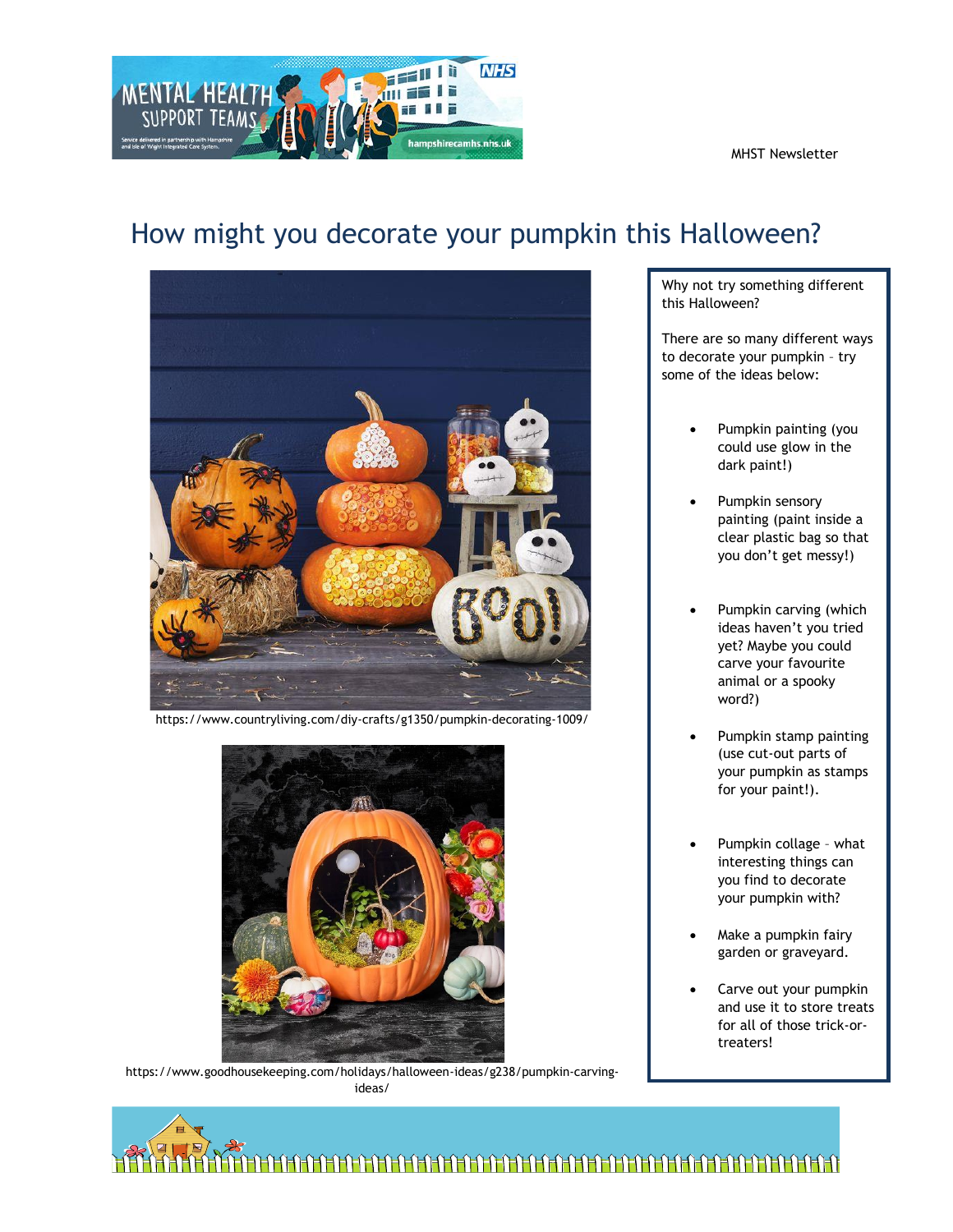# How might you decorate your pumpkin this Halloween?

https://www.countryliving.com/diy-crafts/g1350/pumpkin-decorating-1009/

https://www.goodhousekeeping.com/holidays/halloween-ideas/g238/pumpkin-carving-ideas/

Why not try something different this Halloween?

There are so many different ways to decorate your pumpkin – try some of the ideas below:

- Pumpkin painting (you could use glow in the dark paint!)
- Pumpkin sensory painting (paint inside a clear plastic bag so that you don't get messy!)
- Pumpkin carving (which ideas haven't you tried yet? Maybe you could carve your favourite animal or a spooky word?)
- Pumpkin stamp painting (use cut-out parts of your pumpkin as stamps for your paint!).
- Pumpkin collage – what interesting things can you find to decorate your pumpkin with?
- Make a pumpkin fairy garden or graveyard.
- Carve out your pumpkin and use it to store treats for all of those trick-or-treaters!